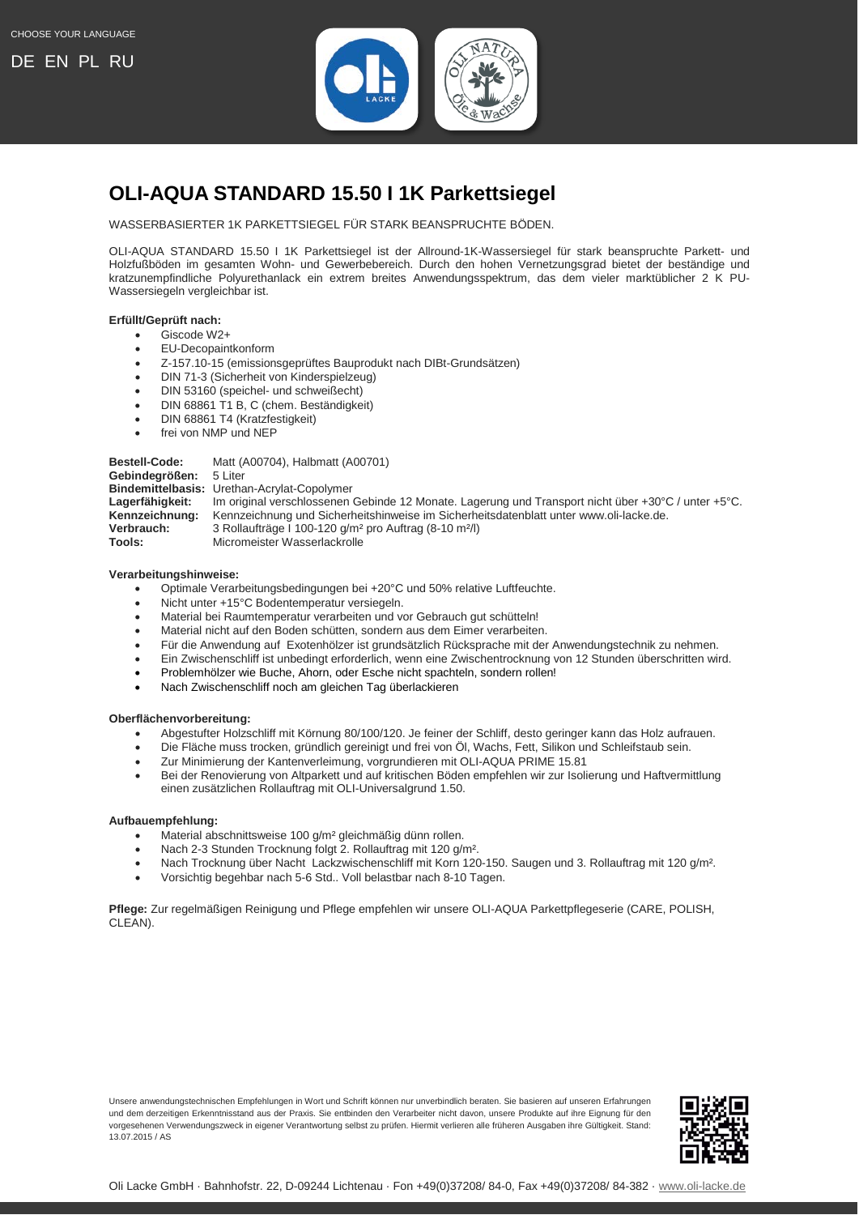CHOOSE YOUR LANGUAGE

DE EN PL RU

# OLI-AQUA STANDARD 15.50 I 1K Parkettsiegel

WASSERBASIERTER 1K PARKETTSIEGEL FÜR STARK BEANSPRUCHTE BÖDEN.

OLI-AQUA STANDARD 15.50 I 1K Parkettsiegel ist der Allround-1K-Wassersiegel für stark beanspruchte Parkett- und Holzfußböden im gesamten Wohn- und Gewerbebereich. Durch den hohen Vernetzungsgrad bietet der beständige und kratzunempfindliche Polyurethanlack ein extrem breites Anwendungsspektrum, das dem vieler marktüblicher 2 K PU-Wassersiegeln vergleichbar ist.

**Erfüllt/Geprüft nach:**

- Giscode W2+
- EU-Decopaintkonform
- Z-157.10-15 (emissionsgeprüftes Bauprodukt nach DIBt-Grundsätzen)
- DIN 71-3 (Sicherheit von Kinderspielzeug)
- DIN 53160 (speichel- und schweißecht)
- DIN 68861 T1 B, C (chem. Beständigkeit)
- DIN 68861 T4 (Kratzfestigkeit)
- frei von NMP und NEP

**Bestell-Code:** Matt (A00704), Halbmatt (A00701)
**Gebindegrößen:** 5 Liter
**Bindemittelbasis:** Urethan-Acrylat-Copolymer
**Lagerfähigkeit:** Im original verschlossenen Gebinde 12 Monate. Lagerung und Transport nicht über +30°C / unter +5°C.
**Kennzeichnung:** Kennzeichnung und Sicherheitshinweise im Sicherheitsdatenblatt unter www.oli-lacke.de.
**Verbrauch:** 3 Rollaufträge I 100-120 g/m² pro Auftrag (8-10 m²/l)
**Tools:** Micromeister Wasserlackrolle

**Verarbeitungshinweise:**

- Optimale Verarbeitungsbedingungen bei +20°C und 50% relative Luftfeuchte.
- Nicht unter +15°C Bodentemperatur versiegeln.
- Material bei Raumtemperatur verarbeiten und vor Gebrauch gut schütteln!
- Material nicht auf den Boden schütten, sondern aus dem Eimer verarbeiten.
- Für die Anwendung auf Exotenhölzer ist grundsätzlich Rücksprache mit der Anwendungstechnik zu nehmen.
- Ein Zwischenschliff ist unbedingt erforderlich, wenn eine Zwischentrocknung von 12 Stunden überschritten wird.
- Problemhölzer wie Buche, Ahorn, oder Esche nicht spachteln, sondern rollen!
- Nach Zwischenschliff noch am gleichen Tag überlackieren

**Oberflächenvorbereitung:**

- Abgestufter Holzschliff mit Körnung 80/100/120. Je feiner der Schliff, desto geringer kann das Holz aufrauen.
- Die Fläche muss trocken, gründlich gereinigt und frei von Öl, Wachs, Fett, Silikon und Schleifstaub sein.
- Zur Minimierung der Kantenverleimung, vorgrundieren mit OLI-AQUA PRIME 15.81
- Bei der Renovierung von Altparkett und auf kritischen Böden empfehlen wir zur Isolierung und Haftvermittlung einen zusätzlichen Rollauftrag mit OLI-Universalgrund 1.50.

**Aufbauempfehlung:**

- Material abschnittsweise 100 g/m² gleichmäßig dünn rollen.
- Nach 2-3 Stunden Trocknung folgt 2. Rollauftrag mit 120 g/m².
- Nach Trocknung über Nacht Lackzwischenschliff mit Korn 120-150. Saugen und 3. Rollauftrag mit 120 g/m².
- Vorsichtig begehbar nach 5-6 Std.. Voll belastbar nach 8-10 Tagen.

**Pflege:** Zur regelmäßigen Reinigung und Pflege empfehlen wir unsere OLI-AQUA Parkettpflegeserie (CARE, POLISH, CLEAN).

Unsere anwendungstechnischen Empfehlungen in Wort und Schrift können nur unverbindlich beraten. Sie basieren auf unseren Erfahrungen und dem derzeitigen Erkenntnisstand aus der Praxis. Sie entbinden den Verarbeiter nicht davon, unsere Produkte auf ihre Eignung für den vorgesehenen Verwendungszweck in eigener Verantwortung selbst zu prüfen. Hiermit verlieren alle früheren Ausgaben ihre Gültigkeit. Stand: 13.07.2015 / AS

Oli Lacke GmbH · Bahnhofstr. 22, D-09244 Lichtenau · Fon +49(0)37208/ 84-0, Fax +49(0)37208/ 84-382 · www.oli-lacke.de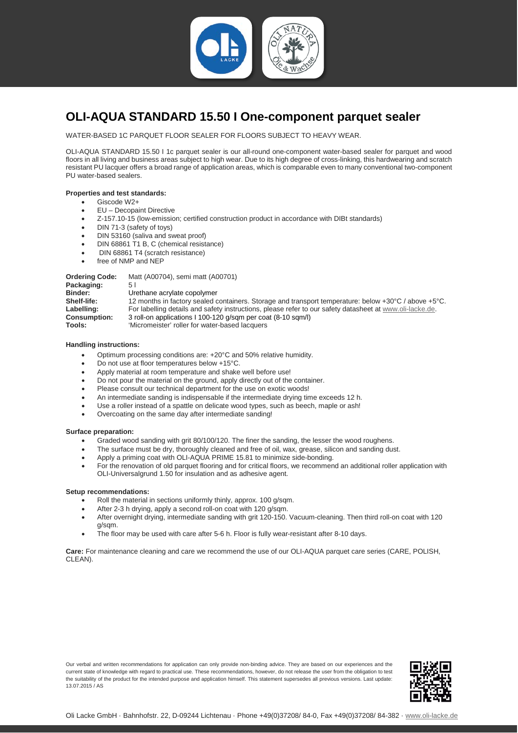# OLI-AQUA STANDARD 15.50 I One-component parquet sealer

WATER-BASED 1C PARQUET FLOOR SEALER FOR FLOORS SUBJECT TO HEAVY WEAR.

OLI-AQUA STANDARD 15.50 I 1c parquet sealer is our all-round one-component water-based sealer for parquet and wood floors in all living and business areas subject to high wear. Due to its high degree of cross-linking, this hardwearing and scratch resistant PU lacquer offers a broad range of application areas, which is comparable even to many conventional two-component PU water-based sealers.

**Properties and test standards:**

- Giscode W2+
- EU – Decopaint Directive
- Z-157.10-15 (low-emission; certified construction product in accordance with DIBt standards)
- DIN 71-3 (safety of toys)
- DIN 53160 (saliva and sweat proof)
- DIN 68861 T1 B, C (chemical resistance)
- DIN 68861 T4 (scratch resistance)
- free of NMP and NEP

| | |
|---|---|
| **Ordering Code:** | Matt (A00704), semi matt (A00701) |
| **Packaging:** | 5 l |
| **Binder:** | Urethane acrylate copolymer |
| **Shelf-life:** | 12 months in factory sealed containers. Storage and transport temperature: below +30°C / above +5°C. |
| **Labelling:** | For labelling details and safety instructions, please refer to our safety datasheet at www.oli-lacke.de. |
| **Consumption:** | 3 roll-on applications I 100-120 g/sqm per coat (8-10 sqm/l) |
| **Tools:** | 'Micromeister' roller for water-based lacquers |

**Handling instructions:**

- Optimum processing conditions are: +20°C and 50% relative humidity.
- Do not use at floor temperatures below +15°C.
- Apply material at room temperature and shake well before use!
- Do not pour the material on the ground, apply directly out of the container.
- Please consult our technical department for the use on exotic woods!
- An intermediate sanding is indispensable if the intermediate drying time exceeds 12 h.
- Use a roller instead of a spattle on delicate wood types, such as beech, maple or ash!
- Overcoating on the same day after intermediate sanding!

**Surface preparation:**

- Graded wood sanding with grit 80/100/120. The finer the sanding, the lesser the wood roughens.
- The surface must be dry, thoroughly cleaned and free of oil, wax, grease, silicon and sanding dust.
- Apply a priming coat with OLI-AQUA PRIME 15.81 to minimize side-bonding.
- For the renovation of old parquet flooring and for critical floors, we recommend an additional roller application with OLI-Universalgrund 1.50 for insulation and as adhesive agent.

**Setup recommendations:**

- Roll the material in sections uniformly thinly, approx. 100 g/sqm.
- After 2-3 h drying, apply a second roll-on coat with 120 g/sqm.
- After overnight drying, intermediate sanding with grit 120-150. Vacuum-cleaning. Then third roll-on coat with 120 g/sqm.
- The floor may be used with care after 5-6 h. Floor is fully wear-resistant after 8-10 days.

**Care:** For maintenance cleaning and care we recommend the use of our OLI-AQUA parquet care series (CARE, POLISH, CLEAN).

Our verbal and written recommendations for application can only provide non-binding advice. They are based on our experiences and the current state of knowledge with regard to practical use. These recommendations, however, do not release the user from the obligation to test the suitability of the product for the intended purpose and application himself. This statement supersedes all previous versions. Last update: 13.07.2015 / AS

Oli Lacke GmbH · Bahnhofstr. 22, D-09244 Lichtenau · Phone +49(0)37208/ 84-0, Fax +49(0)37208/ 84-382 · www.oli-lacke.de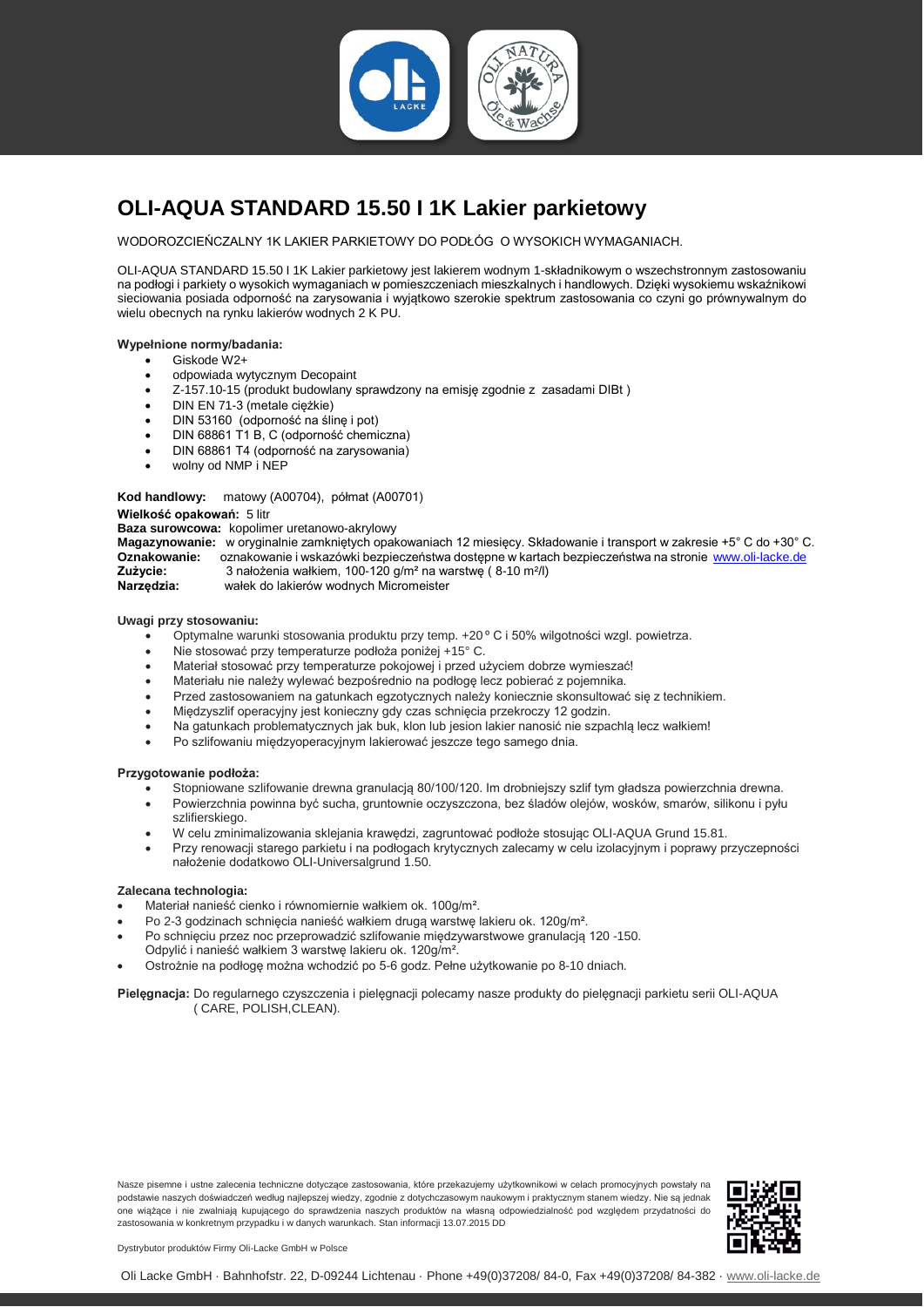# OLI-AQUA STANDARD 15.50 I 1K Lakier parkietowy

WODOROZCIEŃCZALNY 1K LAKIER PARKIETOWY DO PODŁÓG O WYSOKICH WYMAGANIACH.

OLI-AQUA STANDARD 15.50 I 1K Lakier parkietowy jest lakierem wodnym 1-składnikowym o wszechstronnym zastosowaniu na podłogi i parkiety o wysokich wymaganiach w pomieszczeniach mieszkalnych i handlowych. Dzięki wysokiemu wskaźnikowi sieciowania posiada odporność na zarysowania i wyjątkowo szerokie spektrum zastosowania co czyni go prównywalnym do wielu obecnych na rynku lakierów wodnych 2 K PU.

**Wypełnione normy/badania:**

- Giskode W2+
- odpowiada wytycznym Decopaint
- Z-157.10-15 (produkt budowlany sprawdzony na emisję zgodnie z zasadami DIBt )
- DIN EN 71-3 (metale ciężkie)
- DIN 53160 (odporność na ślinę i pot)
- DIN 68861 T1 B, C (odporność chemiczna)
- DIN 68861 T4 (odporność na zarysowania)
- wolny od NMP i NEP

**Kod handlowy:** matowy (A00704), półmat (A00701)

**Wielkość opakowań:** 5 litr

**Baza surowcowa:** kopolimer uretanowo-akrylowy

**Magazynowanie:** w oryginalnie zamkniętych opakowaniach 12 miesięcy. Składowanie i transport w zakresie +5° C do +30° C.

**Oznakowanie:** oznakowanie i wskazówki bezpieczeństwa dostępne w kartach bezpieczeństwa na stronie www.oli-lacke.de

**Zużycie:** 3 nałożenia wałkiem, 100-120 g/m² na warstwę ( 8-10 m²/l)

**Narzędzia:** wałek do lakierów wodnych Micromeister

**Uwagi przy stosowaniu:**

- Optymalne warunki stosowania produktu przy temp. +20 ° C i 50% wilgotności wzgl. powietrza.
- Nie stosować przy temperaturze podłoża poniżej +15° C.
- Materiał stosować przy temperaturze pokojowej i przed użyciem dobrze wymieszać!
- Materiału nie należy wylewać bezpośrednio na podłogę lecz pobierać z pojemnika.
- Przed zastosowaniem na gatunkach egzotycznych należy koniecznie skonsultować się z technikiem.
- Międzyszlif operacyjny jest konieczny gdy czas schnięcia przekroczy 12 godzin.
- Na gatunkach problematycznych jak buk, klon lub jesion lakier nanosić nie szpachlą lecz wałkiem!
- Po szlifowaniu międzyoperacyjnym lakierować jeszcze tego samego dnia.

**Przygotowanie podłoża:**

- Stopniowane szlifowanie drewna granulacją 80/100/120. Im drobniejszy szlif tym gładsza powierzchnia drewna.
- Powierzchnia powinna być sucha, gruntownie oczyszczona, bez śladów olejów, wosków, smarów, silikonu i pyłu szlifierskiego.
- W celu zminimalizowania sklejania krawędzi, zagruntować podłoże stosując OLI-AQUA Grund 15.81.
- Przy renowacji starego parkietu i na podłogach krytycznych zalecamy w celu izolacyjnym i poprawy przyczepności nałożenie dodatkowo OLI-Universalgrund 1.50.

**Zalecana technologia:**

- Materiał nanieść cienko i równomiernie wałkiem ok. 100g/m².
- Po 2-3 godzinach schnięcia nanieść wałkiem drugą warstwę lakieru ok. 120g/m².
- Po schnięciu przez noc przeprowadzić szlifowanie międzywarstwowe granulacją 120 -150. Odpylić i nanieść wałkiem 3 warstwę lakieru ok. 120g/m².
- Ostrożnie na podłogę można wchodzić po 5-6 godz. Pełne użytkowanie po 8-10 dniach.

**Pielęgnacja:** Do regularnego czyszczenia i pielęgnacji polecamy nasze produkty do pielęgnacji parkietu serii OLI-AQUA ( CARE, POLISH,CLEAN).

Nasze pisemne i ustne zalecenia techniczne dotyczące zastosowania, które przekazujemy użytkownikowi w celach promocyjnych powstały na podstawie naszych doświadczeń według najlepszej wiedzy, zgodnie z dotychczasowym naukowym i praktycznym stanem wiedzy. Nie są jednak one wiążące i nie zwalniają kupującego do sprawdzenia naszych produktów na własną odpowiedzialność pod względem przydatności do zastosowania w konkretnym przypadku i w danych warunkach. Stan informacji 13.07.2015 DD

Dystrybutor produktów Firmy Oli-Lacke GmbH w Polsce

Oli Lacke GmbH · Bahnhofstr. 22, D-09244 Lichtenau · Phone +49(0)37208/ 84-0, Fax +49(0)37208/ 84-382 · www.oli-lacke.de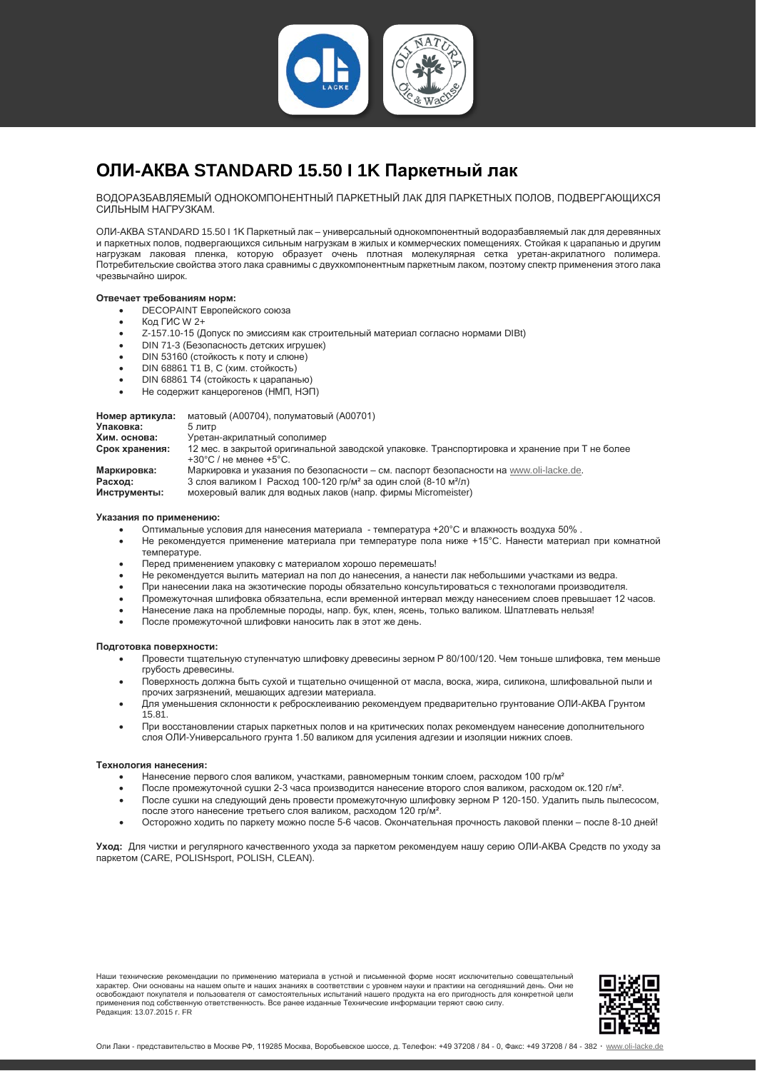# ОЛИ-АКВА STANDARD 15.50 I 1K Паркетный лак

ВОДОРАЗБАВЛЯЕМЫЙ ОДНОКОМПОНЕНТНЫЙ ПАРКЕТНЫЙ ЛАК ДЛЯ ПАРКЕТНЫХ ПОЛОВ, ПОДВЕРГАЮЩИХСЯ СИЛЬНЫМ НАГРУЗКАМ.

ОЛИ-АКВА STANDARD 15.50 I 1K Паркетный лак – универсальный однокомпонентный водоразбавляемый лак для деревянных и паркетных полов, подвергающихся сильным нагрузкам в жилых и коммерческих помещениях. Стойкая к царапанью и другим нагрузкам лаковая пленка, которую образует очень плотная молекулярная сетка уретан-акрилатного полимера. Потребительские свойства этого лака сравнимы с двухкомпонентным паркетным лаком, поэтому спектр применения этого лака чрезвычайно широк.

**Отвечает требованиям норм:**

- DECOPAINT Европейского союза
- Код ГИС W 2+
- Z-157.10-15 (Допуск по эмиссиям как строительный материал согласно нормами DIBt)
- DIN 71-3 (Безопасность детских игрушек)
- DIN 53160 (стойкость к поту и слюне)
- DIN 68861 T1 B, C (хим. стойкость)
- DIN 68861 T4 (стойкость к царапанью)
- Не содержит канцерогенов (НМП, НЭП)

| | |
|---|---|
| **Номер артикула:** | матовый (A00704), полуматовый (A00701) |
| **Упаковка:** | 5 литр |
| **Хим. основа:** | Уретан-акрилатный сополимер |
| **Срок хранения:** | 12 мес. в закрытой оригинальной заводской упаковке. Транспортировка и хранение при Т не более +30°С / не менее +5°С. |
| **Маркировка:** | Маркировка и указания по безопасности – см. паспорт безопасности на www.oli-lacke.de. |
| **Расход:** | 3 слоя валиком I Расход 100-120 гр/м² за один слой (8-10 м²/л) |
| **Инструменты:** | мохеровый валик для водных лаков (напр. фирмы Micromeister) |

**Указания по применению:**

- Оптимальные условия для нанесения материала - температура +20°С и влажность воздуха 50% .
- Не рекомендуется применение материала при температуре пола ниже +15°С. Нанести материал при комнатной температуре.
- Перед применением упаковку с материалом хорошо перемешать!
- Не рекомендуется вылить материал на пол до нанесения, а нанести лак небольшими участками из ведра.
- При нанесении лака на экзотические породы обязательно консультироваться с технологами производителя.
- Промежуточная шлифовка обязательна, если временной интервал между нанесением слоев превышает 12 часов.
- Нанесение лака на проблемные породы, напр. бук, клен, ясень, только валиком. Шпатлевать нельзя!
- После промежуточной шлифовки наносить лак в этот же день.

**Подготовка поверхности:**

- Провести тщательную ступенчатую шлифовку древесины зерном Р 80/100/120. Чем тоньше шлифовка, тем меньше грубость древесины.
- Поверхность должна быть сухой и тщательно очищенной от масла, воска, жира, силикона, шлифовальной пыли и прочих загрязнений, мешающих адгезии материала.
- Для уменьшения склонности к ребросклеиванию рекомендуем предварительно грунтование ОЛИ-АКВА Грунтом 15.81.
- При восстановлении старых паркетных полов и на критических полах рекомендуем нанесение дополнительного слоя ОЛИ-Универсального грунта 1.50 валиком для усиления адгезии и изоляции нижних слоев.

**Технология нанесения:**

- Нанесение первого слоя валиком, участками, равномерным тонким слоем, расходом 100 гр/м²
- После промежуточной сушки 2-3 часа производится нанесение второго слоя валиком, расходом ок.120 г/м².
- После сушки на следующий день провести промежуточную шлифовку зерном Р 120-150. Удалить пыль пылесосом, после этого нанесение третьего слоя валиком, расход 120 гр/м².
- Осторожно ходить по паркету можно после 5-6 часов. Окончательная прочность лаковой пленки – после 8-10 дней!

**Уход:** Для чистки и регулярного качественного ухода за паркетом рекомендуем нашу серию ОЛИ-АКВА Средств по уходу за паркетом (CARE, POLISHsport, POLISH, CLEAN).

Наши технические рекомендации по применению материала в устной и письменной форме носят исключительно совещательный характер. Они основаны на нашем опыте и наших знаниях в соответствии с уровнем науки и практики на сегодняшний день. Они не освобождают покупателя и пользователя от самостоятельных испытаний нашего продукта на его пригодность для конкретной цели применения под собственную ответственность. Все ранее изданные Технические информации теряют свою силу.
Редакция: 13.07.2015 г. FR

Оли Лаки - представительство в Москве РФ, 119285 Москва, Воробьевское шоссе, д. Телефон: +49 37208 / 84 - 0, Факс: +49 37208 / 84 - 382 · www.oli-lacke.de